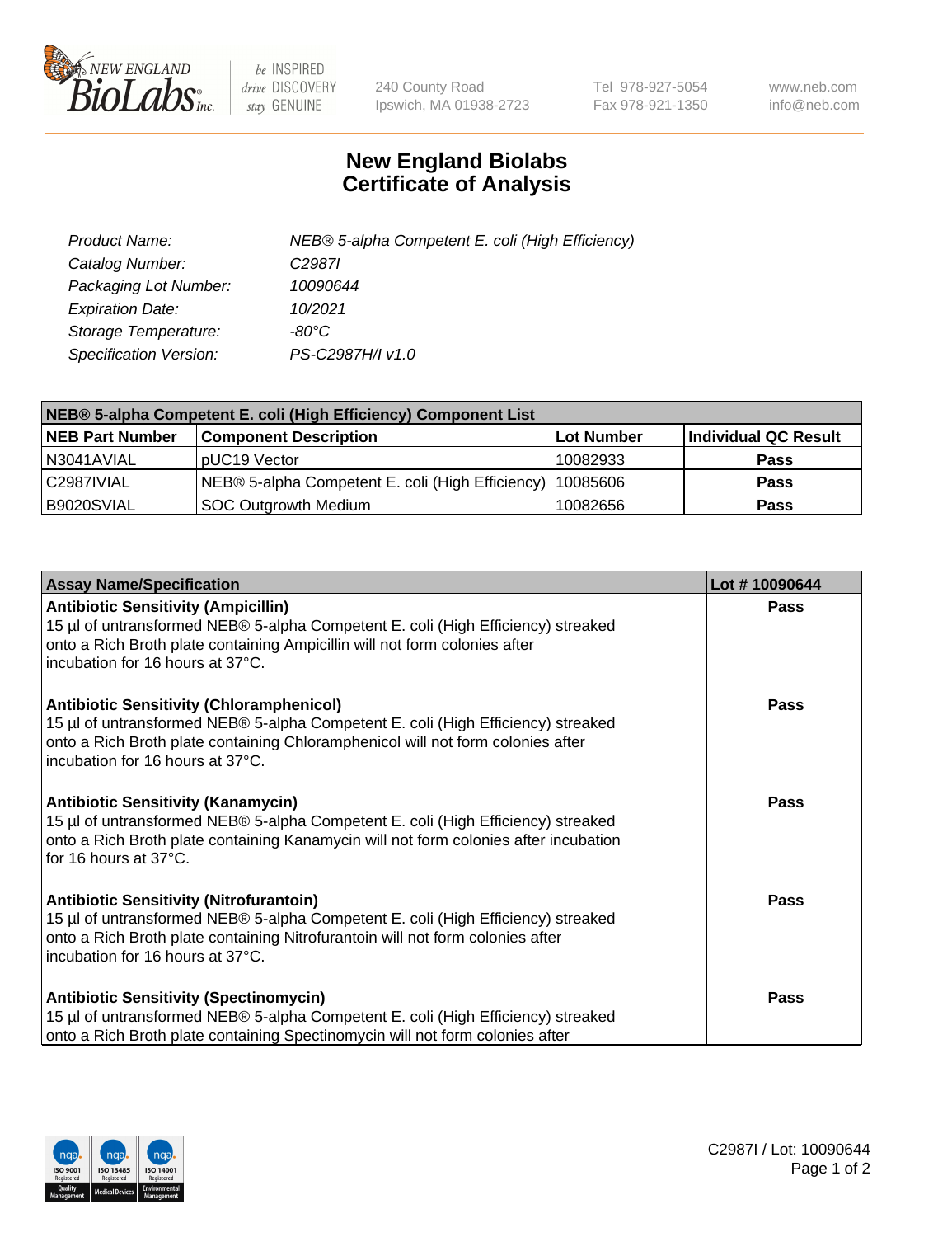# New England Biolabs
# Certificate of Analysis

| | |
|---|---|
| *Product Name:* | *NEB® 5-alpha Competent E. coli (High Efficiency)* |
| *Catalog Number:* | *C2987I* |
| *Packaging Lot Number:* | *10090644* |
| *Expiration Date:* | *10/2021* |
| *Storage Temperature:* | *-80°C* |
| *Specification Version:* | *PS-C2987H/I v1.0* |

| NEB® 5-alpha Competent E. coli (High Efficiency) Component List | | | |
|---|---|---|---|
| **NEB Part Number** | **Component Description** | **Lot Number** | **Individual QC Result** |
| N3041AVIAL | pUC19 Vector | 10082933 | **Pass** |
| C2987IVIAL | NEB® 5-alpha Competent E. coli (High Efficiency) | 10085606 | **Pass** |
| B9020SVIAL | SOC Outgrowth Medium | 10082656 | **Pass** |

| Assay Name/Specification | Lot # 10090644 |
|---|---|
| **Antibiotic Sensitivity (Ampicillin)** 15 µl of untransformed NEB® 5-alpha Competent E. coli (High Efficiency) streaked onto a Rich Broth plate containing Ampicillin will not form colonies after incubation for 16 hours at 37°C. | **Pass** |
| **Antibiotic Sensitivity (Chloramphenicol)** 15 µl of untransformed NEB® 5-alpha Competent E. coli (High Efficiency) streaked onto a Rich Broth plate containing Chloramphenicol will not form colonies after incubation for 16 hours at 37°C. | **Pass** |
| **Antibiotic Sensitivity (Kanamycin)** 15 µl of untransformed NEB® 5-alpha Competent E. coli (High Efficiency) streaked onto a Rich Broth plate containing Kanamycin will not form colonies after incubation for 16 hours at 37°C. | **Pass** |
| **Antibiotic Sensitivity (Nitrofurantoin)** 15 µl of untransformed NEB® 5-alpha Competent E. coli (High Efficiency) streaked onto a Rich Broth plate containing Nitrofurantoin will not form colonies after incubation for 16 hours at 37°C. | **Pass** |
| **Antibiotic Sensitivity (Spectinomycin)** 15 µl of untransformed NEB® 5-alpha Competent E. coli (High Efficiency) streaked onto a Rich Broth plate containing Spectinomycin will not form colonies after | **Pass** |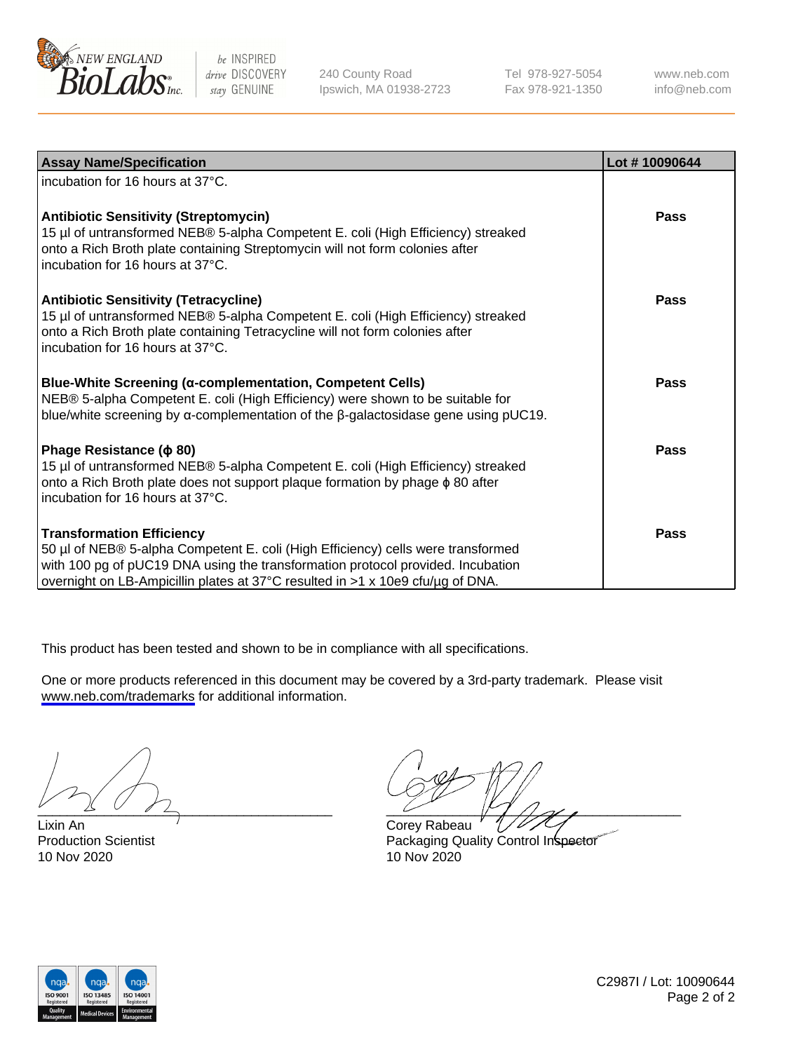| Assay Name/Specification | Lot # 10090644 |
|---|---|
| incubation for 16 hours at 37°C. | |
| **Antibiotic Sensitivity (Streptomycin)**<br>15 µl of untransformed NEB® 5-alpha Competent E. coli (High Efficiency) streaked onto a Rich Broth plate containing Streptomycin will not form colonies after incubation for 16 hours at 37°C. | **Pass** |
| **Antibiotic Sensitivity (Tetracycline)**<br>15 µl of untransformed NEB® 5-alpha Competent E. coli (High Efficiency) streaked onto a Rich Broth plate containing Tetracycline will not form colonies after incubation for 16 hours at 37°C. | **Pass** |
| **Blue-White Screening (α-complementation, Competent Cells)**<br>NEB® 5-alpha Competent E. coli (High Efficiency) were shown to be suitable for blue/white screening by α-complementation of the β-galactosidase gene using pUC19. | **Pass** |
| **Phage Resistance (ϕ 80)**<br>15 µl of untransformed NEB® 5-alpha Competent E. coli (High Efficiency) streaked onto a Rich Broth plate does not support plaque formation by phage ϕ 80 after incubation for 16 hours at 37°C. | **Pass** |
| **Transformation Efficiency**<br>50 µl of NEB® 5-alpha Competent E. coli (High Efficiency) cells were transformed with 100 pg of pUC19 DNA using the transformation protocol provided. Incubation overnight on LB-Ampicillin plates at 37°C resulted in >1 x 10e9 cfu/µg of DNA. | **Pass** |

This product has been tested and shown to be in compliance with all specifications.

One or more products referenced in this document may be covered by a 3rd-party trademark. Please visit www.neb.com/trademarks for additional information.

Lixin An
Production Scientist
10 Nov 2020

Corey Rabeau
Packaging Quality Control Inspector
10 Nov 2020

C2987I / Lot: 10090644